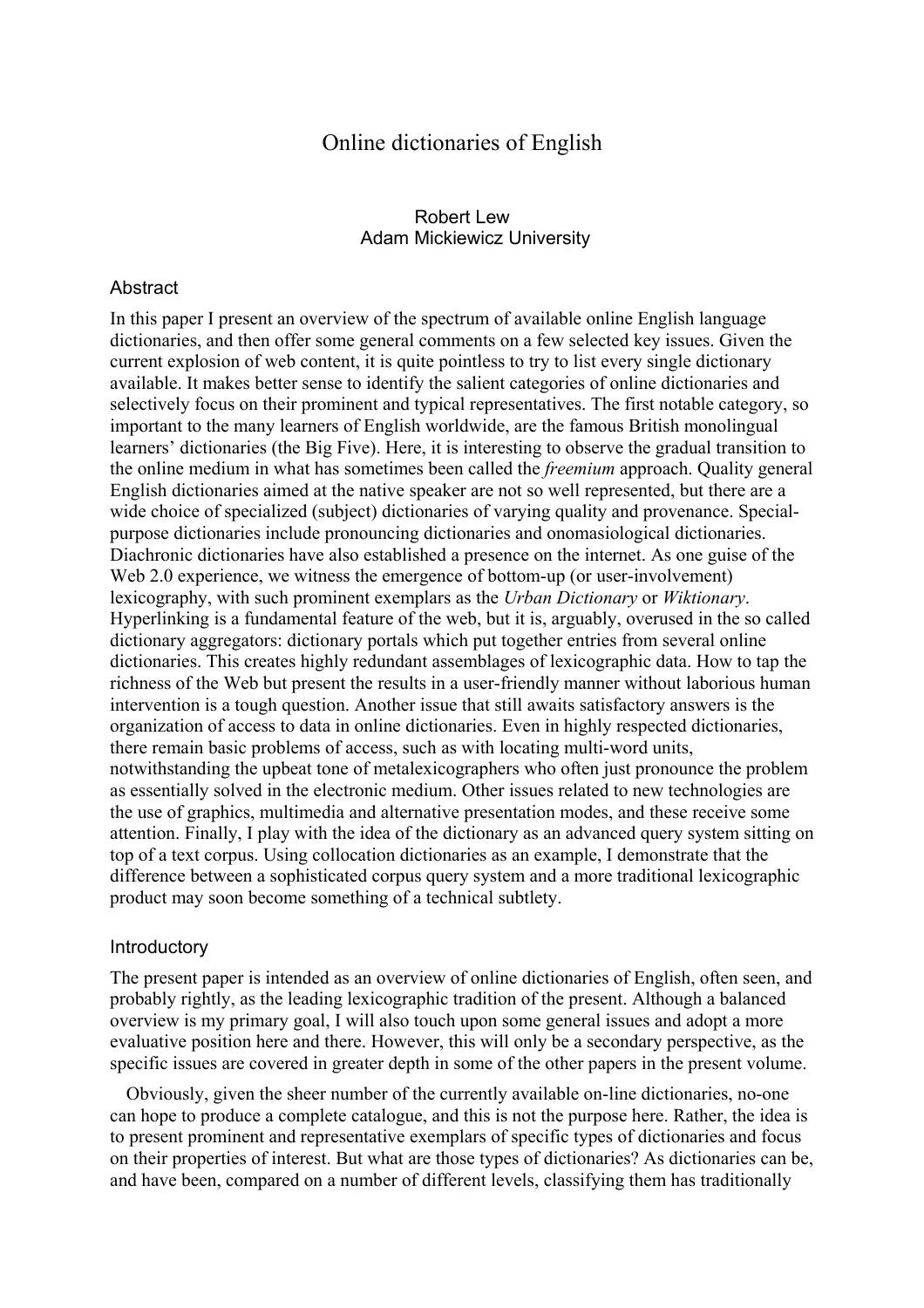# Online dictionaries of English

Robert Lew
Adam Mickiewicz University

## Abstract

In this paper I present an overview of the spectrum of available online English language dictionaries, and then offer some general comments on a few selected key issues. Given the current explosion of web content, it is quite pointless to try to list every single dictionary available. It makes better sense to identify the salient categories of online dictionaries and selectively focus on their prominent and typical representatives. The first notable category, so important to the many learners of English worldwide, are the famous British monolingual learners' dictionaries (the Big Five). Here, it is interesting to observe the gradual transition to the online medium in what has sometimes been called the *freemium* approach. Quality general English dictionaries aimed at the native speaker are not so well represented, but there are a wide choice of specialized (subject) dictionaries of varying quality and provenance. Special-purpose dictionaries include pronouncing dictionaries and onomasiological dictionaries. Diachronic dictionaries have also established a presence on the internet. As one guise of the Web 2.0 experience, we witness the emergence of bottom-up (or user-involvement) lexicography, with such prominent exemplars as the *Urban Dictionary* or *Wiktionary*. Hyperlinking is a fundamental feature of the web, but it is, arguably, overused in the so called dictionary aggregators: dictionary portals which put together entries from several online dictionaries. This creates highly redundant assemblages of lexicographic data. How to tap the richness of the Web but present the results in a user-friendly manner without laborious human intervention is a tough question. Another issue that still awaits satisfactory answers is the organization of access to data in online dictionaries. Even in highly respected dictionaries, there remain basic problems of access, such as with locating multi-word units, notwithstanding the upbeat tone of metalexicographers who often just pronounce the problem as essentially solved in the electronic medium. Other issues related to new technologies are the use of graphics, multimedia and alternative presentation modes, and these receive some attention. Finally, I play with the idea of the dictionary as an advanced query system sitting on top of a text corpus. Using collocation dictionaries as an example, I demonstrate that the difference between a sophisticated corpus query system and a more traditional lexicographic product may soon become something of a technical subtlety.

## Introductory

The present paper is intended as an overview of online dictionaries of English, often seen, and probably rightly, as the leading lexicographic tradition of the present. Although a balanced overview is my primary goal, I will also touch upon some general issues and adopt a more evaluative position here and there. However, this will only be a secondary perspective, as the specific issues are covered in greater depth in some of the other papers in the present volume.

Obviously, given the sheer number of the currently available on-line dictionaries, no-one can hope to produce a complete catalogue, and this is not the purpose here. Rather, the idea is to present prominent and representative exemplars of specific types of dictionaries and focus on their properties of interest. But what are those types of dictionaries? As dictionaries can be, and have been, compared on a number of different levels, classifying them has traditionally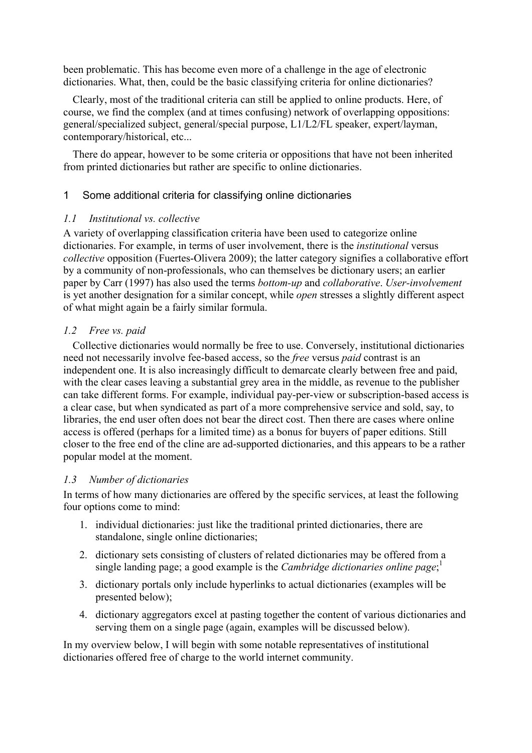been problematic. This has become even more of a challenge in the age of electronic dictionaries. What, then, could be the basic classifying criteria for online dictionaries?

Clearly, most of the traditional criteria can still be applied to online products. Here, of course, we find the complex (and at times confusing) network of overlapping oppositions: general/specialized subject, general/special purpose, L1/L2/FL speaker, expert/layman, contemporary/historical, etc...

There do appear, however to be some criteria or oppositions that have not been inherited from printed dictionaries but rather are specific to online dictionaries.

## 1 Some additional criteria for classifying online dictionaries

### *1.1 Institutional vs. collective*

A variety of overlapping classification criteria have been used to categorize online dictionaries. For example, in terms of user involvement, there is the *institutional* versus *collective* opposition (Fuertes-Olivera 2009); the latter category signifies a collaborative effort by a community of non-professionals, who can themselves be dictionary users; an earlier paper by Carr (1997) has also used the terms *bottom-up* and *collaborative*. *User-involvement* is yet another designation for a similar concept, while *open* stresses a slightly different aspect of what might again be a fairly similar formula.

### *1.2 Free vs. paid*

Collective dictionaries would normally be free to use. Conversely, institutional dictionaries need not necessarily involve fee-based access, so the *free* versus *paid* contrast is an independent one. It is also increasingly difficult to demarcate clearly between free and paid, with the clear cases leaving a substantial grey area in the middle, as revenue to the publisher can take different forms. For example, individual pay-per-view or subscription-based access is a clear case, but when syndicated as part of a more comprehensive service and sold, say, to libraries, the end user often does not bear the direct cost. Then there are cases where online access is offered (perhaps for a limited time) as a bonus for buyers of paper editions. Still closer to the free end of the cline are ad-supported dictionaries, and this appears to be a rather popular model at the moment.

### *1.3 Number of dictionaries*

In terms of how many dictionaries are offered by the specific services, at least the following four options come to mind:

1. individual dictionaries: just like the traditional printed dictionaries, there are standalone, single online dictionaries;
2. dictionary sets consisting of clusters of related dictionaries may be offered from a single landing page; a good example is the *Cambridge dictionaries online page*;[1]
3. dictionary portals only include hyperlinks to actual dictionaries (examples will be presented below);
4. dictionary aggregators excel at pasting together the content of various dictionaries and serving them on a single page (again, examples will be discussed below).

In my overview below, I will begin with some notable representatives of institutional dictionaries offered free of charge to the world internet community.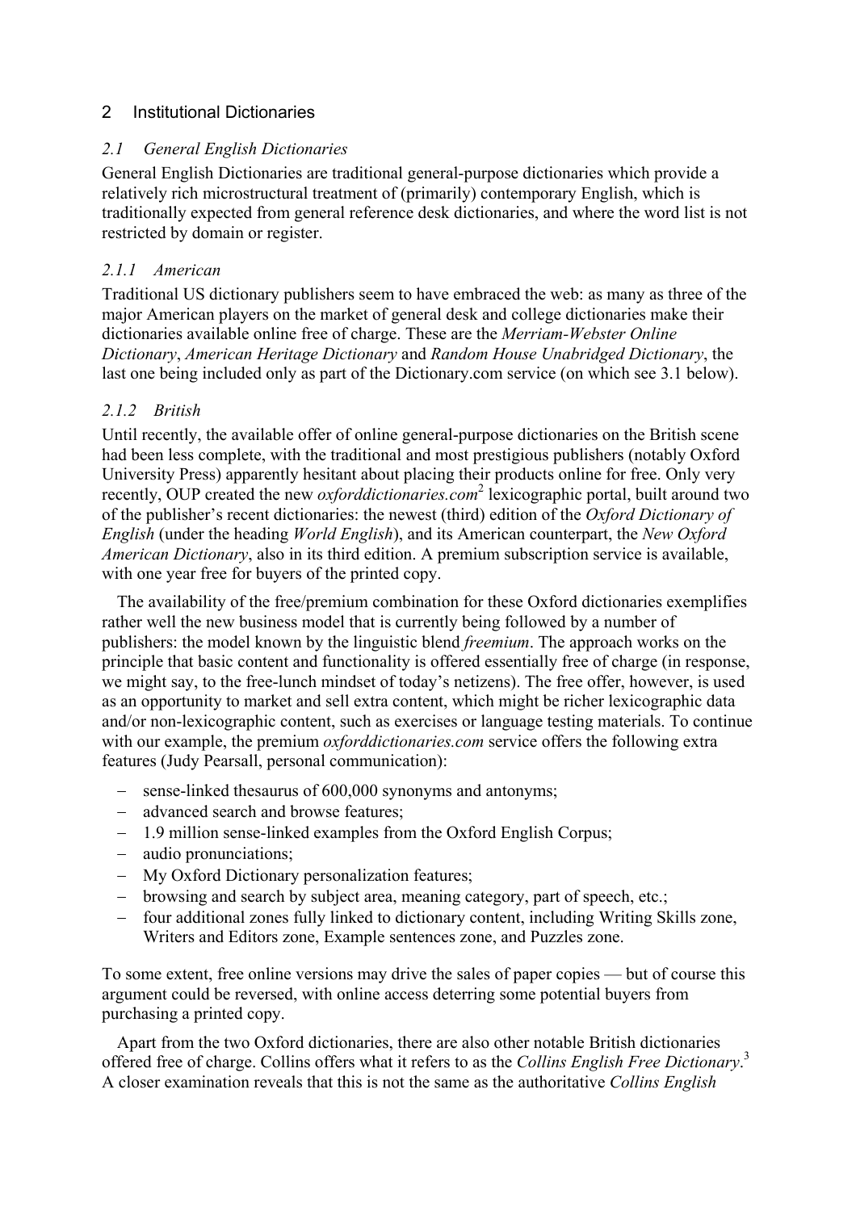## 2 Institutional Dictionaries

### *2.1 General English Dictionaries*

General English Dictionaries are traditional general-purpose dictionaries which provide a relatively rich microstructural treatment of (primarily) contemporary English, which is traditionally expected from general reference desk dictionaries, and where the word list is not restricted by domain or register.

#### *2.1.1 American*

Traditional US dictionary publishers seem to have embraced the web: as many as three of the major American players on the market of general desk and college dictionaries make their dictionaries available online free of charge. These are the *Merriam-Webster Online Dictionary*, *American Heritage Dictionary* and *Random House Unabridged Dictionary*, the last one being included only as part of the Dictionary.com service (on which see 3.1 below).

#### *2.1.2 British*

Until recently, the available offer of online general-purpose dictionaries on the British scene had been less complete, with the traditional and most prestigious publishers (notably Oxford University Press) apparently hesitant about placing their products online for free. Only very recently, OUP created the new *oxforddictionaries.com*[2] lexicographic portal, built around two of the publisher's recent dictionaries: the newest (third) edition of the *Oxford Dictionary of English* (under the heading *World English*), and its American counterpart, the *New Oxford American Dictionary*, also in its third edition. A premium subscription service is available, with one year free for buyers of the printed copy.

The availability of the free/premium combination for these Oxford dictionaries exemplifies rather well the new business model that is currently being followed by a number of publishers: the model known by the linguistic blend *freemium*. The approach works on the principle that basic content and functionality is offered essentially free of charge (in response, we might say, to the free-lunch mindset of today's netizens). The free offer, however, is used as an opportunity to market and sell extra content, which might be richer lexicographic data and/or non-lexicographic content, such as exercises or language testing materials. To continue with our example, the premium *oxforddictionaries.com* service offers the following extra features (Judy Pearsall, personal communication):

- sense-linked thesaurus of 600,000 synonyms and antonyms;
- advanced search and browse features;
- 1.9 million sense-linked examples from the Oxford English Corpus;
- audio pronunciations;
- My Oxford Dictionary personalization features;
- browsing and search by subject area, meaning category, part of speech, etc.;
- four additional zones fully linked to dictionary content, including Writing Skills zone, Writers and Editors zone, Example sentences zone, and Puzzles zone.

To some extent, free online versions may drive the sales of paper copies — but of course this argument could be reversed, with online access deterring some potential buyers from purchasing a printed copy.

Apart from the two Oxford dictionaries, there are also other notable British dictionaries offered free of charge. Collins offers what it refers to as the *Collins English Free Dictionary*.[3] A closer examination reveals that this is not the same as the authoritative *Collins English*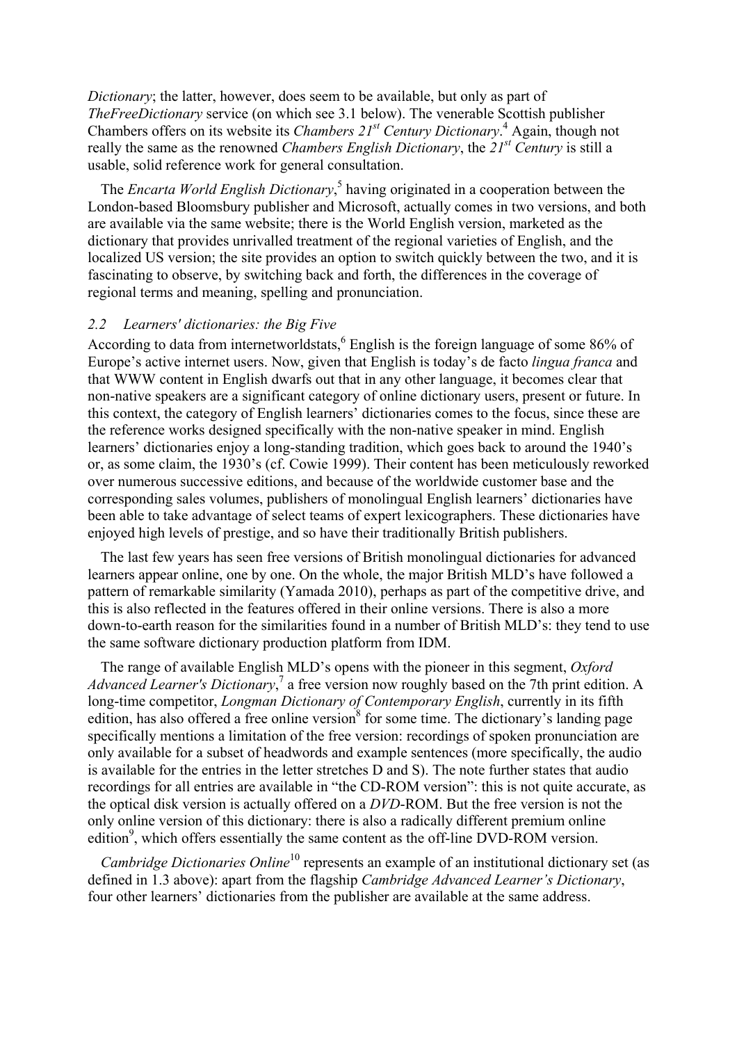*Dictionary*; the latter, however, does seem to be available, but only as part of *TheFreeDictionary* service (on which see 3.1 below). The venerable Scottish publisher Chambers offers on its website its *Chambers 21st Century Dictionary*.[4] Again, though not really the same as the renowned *Chambers English Dictionary*, the *21st Century* is still a usable, solid reference work for general consultation.

The *Encarta World English Dictionary*,[5] having originated in a cooperation between the London-based Bloomsbury publisher and Microsoft, actually comes in two versions, and both are available via the same website; there is the World English version, marketed as the dictionary that provides unrivalled treatment of the regional varieties of English, and the localized US version; the site provides an option to switch quickly between the two, and it is fascinating to observe, by switching back and forth, the differences in the coverage of regional terms and meaning, spelling and pronunciation.

### *2.2 Learners' dictionaries: the Big Five*

According to data from internetworldstats,[6] English is the foreign language of some 86% of Europe's active internet users. Now, given that English is today's de facto *lingua franca* and that WWW content in English dwarfs out that in any other language, it becomes clear that non-native speakers are a significant category of online dictionary users, present or future. In this context, the category of English learners' dictionaries comes to the focus, since these are the reference works designed specifically with the non-native speaker in mind. English learners' dictionaries enjoy a long-standing tradition, which goes back to around the 1940's or, as some claim, the 1930's (cf. Cowie 1999). Their content has been meticulously reworked over numerous successive editions, and because of the worldwide customer base and the corresponding sales volumes, publishers of monolingual English learners' dictionaries have been able to take advantage of select teams of expert lexicographers. These dictionaries have enjoyed high levels of prestige, and so have their traditionally British publishers.

The last few years has seen free versions of British monolingual dictionaries for advanced learners appear online, one by one. On the whole, the major British MLD's have followed a pattern of remarkable similarity (Yamada 2010), perhaps as part of the competitive drive, and this is also reflected in the features offered in their online versions. There is also a more down-to-earth reason for the similarities found in a number of British MLD's: they tend to use the same software dictionary production platform from IDM.

The range of available English MLD's opens with the pioneer in this segment, *Oxford Advanced Learner's Dictionary*,[7] a free version now roughly based on the 7th print edition. A long-time competitor, *Longman Dictionary of Contemporary English*, currently in its fifth edition, has also offered a free online version[8] for some time. The dictionary's landing page specifically mentions a limitation of the free version: recordings of spoken pronunciation are only available for a subset of headwords and example sentences (more specifically, the audio is available for the entries in the letter stretches D and S). The note further states that audio recordings for all entries are available in "the CD-ROM version": this is not quite accurate, as the optical disk version is actually offered on a *DVD*-ROM. But the free version is not the only online version of this dictionary: there is also a radically different premium online edition[9], which offers essentially the same content as the off-line DVD-ROM version.

*Cambridge Dictionaries Online*[10] represents an example of an institutional dictionary set (as defined in 1.3 above): apart from the flagship *Cambridge Advanced Learner's Dictionary*, four other learners' dictionaries from the publisher are available at the same address.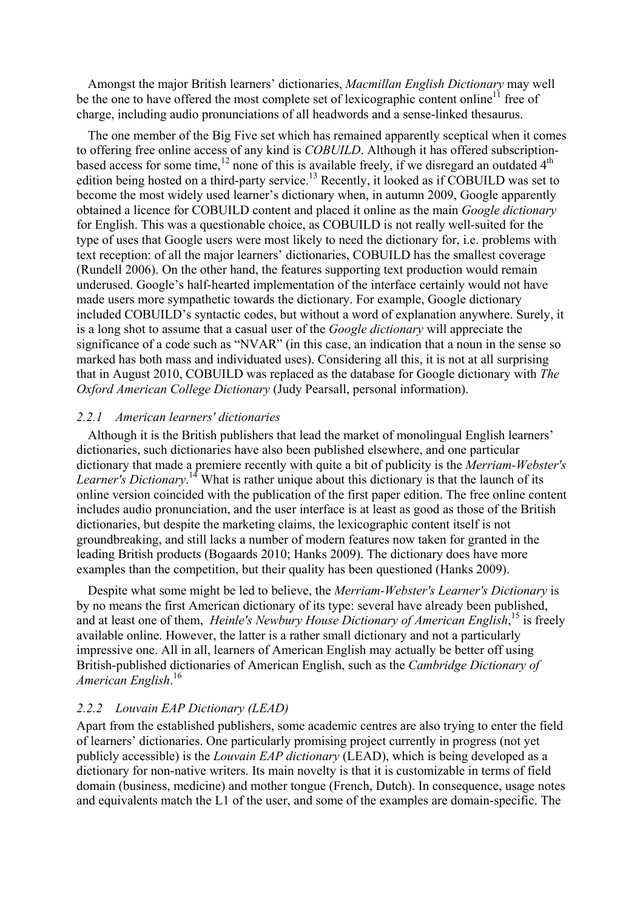Amongst the major British learners' dictionaries, *Macmillan English Dictionary* may well be the one to have offered the most complete set of lexicographic content online[11] free of charge, including audio pronunciations of all headwords and a sense-linked thesaurus.

The one member of the Big Five set which has remained apparently sceptical when it comes to offering free online access of any kind is *COBUILD*. Although it has offered subscription-based access for some time,[12] none of this is available freely, if we disregard an outdated 4th edition being hosted on a third-party service.[13] Recently, it looked as if COBUILD was set to become the most widely used learner's dictionary when, in autumn 2009, Google apparently obtained a licence for COBUILD content and placed it online as the main *Google dictionary* for English. This was a questionable choice, as COBUILD is not really well-suited for the type of uses that Google users were most likely to need the dictionary for, i.e. problems with text reception: of all the major learners' dictionaries, COBUILD has the smallest coverage (Rundell 2006). On the other hand, the features supporting text production would remain underused. Google's half-hearted implementation of the interface certainly would not have made users more sympathetic towards the dictionary. For example, Google dictionary included COBUILD's syntactic codes, but without a word of explanation anywhere. Surely, it is a long shot to assume that a casual user of the *Google dictionary* will appreciate the significance of a code such as "NVAR" (in this case, an indication that a noun in the sense so marked has both mass and individuated uses). Considering all this, it is not at all surprising that in August 2010, COBUILD was replaced as the database for Google dictionary with *The Oxford American College Dictionary* (Judy Pearsall, personal information).

### *2.2.1 American learners' dictionaries*

Although it is the British publishers that lead the market of monolingual English learners' dictionaries, such dictionaries have also been published elsewhere, and one particular dictionary that made a premiere recently with quite a bit of publicity is the *Merriam-Webster's Learner's Dictionary*.[14] What is rather unique about this dictionary is that the launch of its online version coincided with the publication of the first paper edition. The free online content includes audio pronunciation, and the user interface is at least as good as those of the British dictionaries, but despite the marketing claims, the lexicographic content itself is not groundbreaking, and still lacks a number of modern features now taken for granted in the leading British products (Bogaards 2010; Hanks 2009). The dictionary does have more examples than the competition, but their quality has been questioned (Hanks 2009).

Despite what some might be led to believe, the *Merriam-Webster's Learner's Dictionary* is by no means the first American dictionary of its type: several have already been published, and at least one of them, *Heinle's Newbury House Dictionary of American English*,[15] is freely available online. However, the latter is a rather small dictionary and not a particularly impressive one. All in all, learners of American English may actually be better off using British-published dictionaries of American English, such as the *Cambridge Dictionary of American English*.[16]

### *2.2.2 Louvain EAP Dictionary (LEAD)*

Apart from the established publishers, some academic centres are also trying to enter the field of learners' dictionaries. One particularly promising project currently in progress (not yet publicly accessible) is the *Louvain EAP dictionary* (LEAD), which is being developed as a dictionary for non-native writers. Its main novelty is that it is customizable in terms of field domain (business, medicine) and mother tongue (French, Dutch). In consequence, usage notes and equivalents match the L1 of the user, and some of the examples are domain-specific. The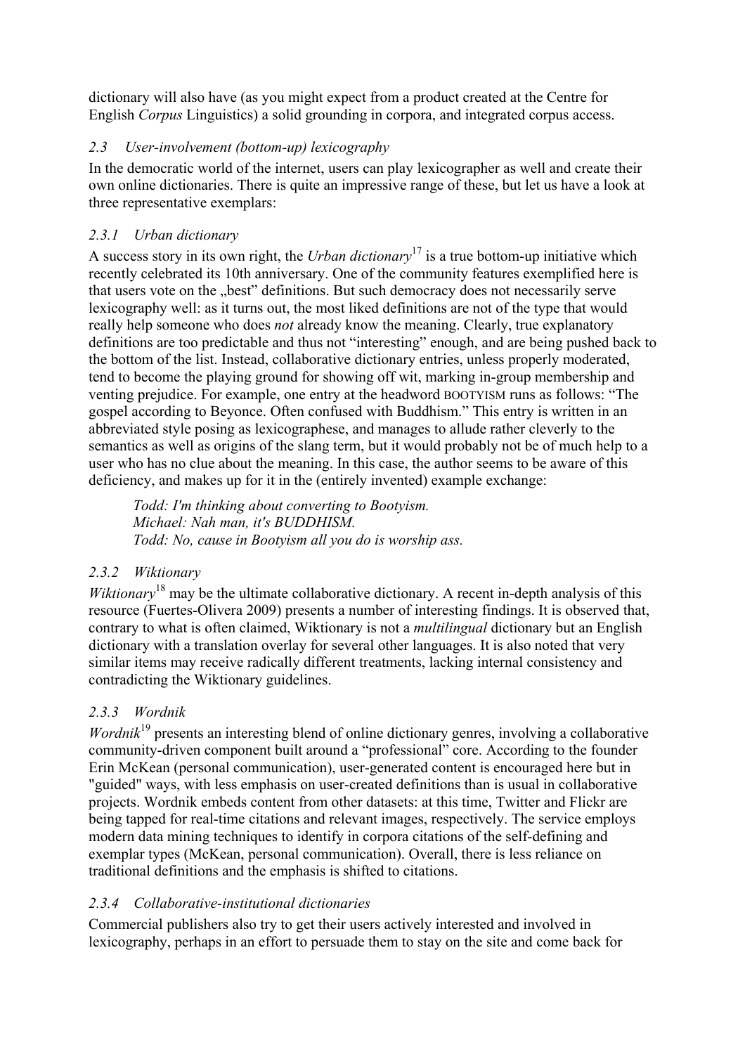dictionary will also have (as you might expect from a product created at the Centre for English *Corpus* Linguistics) a solid grounding in corpora, and integrated corpus access.

### *2.3 User-involvement (bottom-up) lexicography*

In the democratic world of the internet, users can play lexicographer as well and create their own online dictionaries. There is quite an impressive range of these, but let us have a look at three representative exemplars:

#### *2.3.1 Urban dictionary*

A success story in its own right, the *Urban dictionary*[17] is a true bottom-up initiative which recently celebrated its 10th anniversary. One of the community features exemplified here is that users vote on the „best" definitions. But such democracy does not necessarily serve lexicography well: as it turns out, the most liked definitions are not of the type that would really help someone who does *not* already know the meaning. Clearly, true explanatory definitions are too predictable and thus not "interesting" enough, and are being pushed back to the bottom of the list. Instead, collaborative dictionary entries, unless properly moderated, tend to become the playing ground for showing off wit, marking in-group membership and venting prejudice. For example, one entry at the headword BOOTYISM runs as follows: "The gospel according to Beyonce. Often confused with Buddhism." This entry is written in an abbreviated style posing as lexicographese, and manages to allude rather cleverly to the semantics as well as origins of the slang term, but it would probably not be of much help to a user who has no clue about the meaning. In this case, the author seems to be aware of this deficiency, and makes up for it in the (entirely invented) example exchange:

> *Todd: I'm thinking about converting to Bootyism.*
> *Michael: Nah man, it's BUDDHISM.*
> *Todd: No, cause in Bootyism all you do is worship ass.*

#### *2.3.2 Wiktionary*

*Wiktionary*[18] may be the ultimate collaborative dictionary. A recent in-depth analysis of this resource (Fuertes-Olivera 2009) presents a number of interesting findings. It is observed that, contrary to what is often claimed, Wiktionary is not a *multilingual* dictionary but an English dictionary with a translation overlay for several other languages. It is also noted that very similar items may receive radically different treatments, lacking internal consistency and contradicting the Wiktionary guidelines.

#### *2.3.3 Wordnik*

*Wordnik*[19] presents an interesting blend of online dictionary genres, involving a collaborative community-driven component built around a "professional" core. According to the founder Erin McKean (personal communication), user-generated content is encouraged here but in "guided" ways, with less emphasis on user-created definitions than is usual in collaborative projects. Wordnik embeds content from other datasets: at this time, Twitter and Flickr are being tapped for real-time citations and relevant images, respectively. The service employs modern data mining techniques to identify in corpora citations of the self-defining and exemplar types (McKean, personal communication). Overall, there is less reliance on traditional definitions and the emphasis is shifted to citations.

#### *2.3.4 Collaborative-institutional dictionaries*

Commercial publishers also try to get their users actively interested and involved in lexicography, perhaps in an effort to persuade them to stay on the site and come back for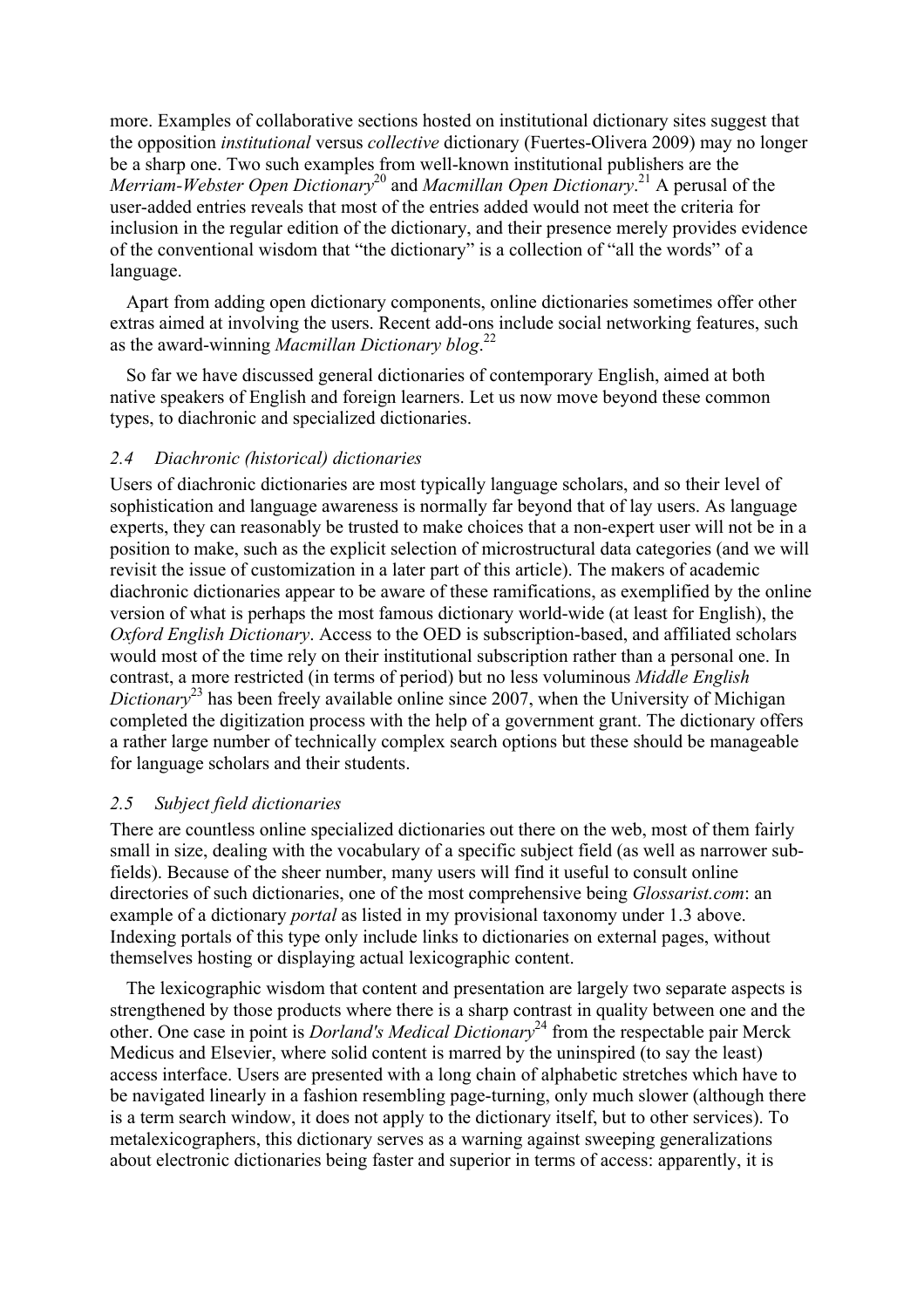more. Examples of collaborative sections hosted on institutional dictionary sites suggest that the opposition *institutional* versus *collective* dictionary (Fuertes-Olivera 2009) may no longer be a sharp one. Two such examples from well-known institutional publishers are the *Merriam-Webster Open Dictionary*[20] and *Macmillan Open Dictionary*.[21] A perusal of the user-added entries reveals that most of the entries added would not meet the criteria for inclusion in the regular edition of the dictionary, and their presence merely provides evidence of the conventional wisdom that "the dictionary" is a collection of "all the words" of a language.

Apart from adding open dictionary components, online dictionaries sometimes offer other extras aimed at involving the users. Recent add-ons include social networking features, such as the award-winning *Macmillan Dictionary blog*.[22]

So far we have discussed general dictionaries of contemporary English, aimed at both native speakers of English and foreign learners. Let us now move beyond these common types, to diachronic and specialized dictionaries.

### *2.4 Diachronic (historical) dictionaries*

Users of diachronic dictionaries are most typically language scholars, and so their level of sophistication and language awareness is normally far beyond that of lay users. As language experts, they can reasonably be trusted to make choices that a non-expert user will not be in a position to make, such as the explicit selection of microstructural data categories (and we will revisit the issue of customization in a later part of this article). The makers of academic diachronic dictionaries appear to be aware of these ramifications, as exemplified by the online version of what is perhaps the most famous dictionary world-wide (at least for English), the *Oxford English Dictionary*. Access to the OED is subscription-based, and affiliated scholars would most of the time rely on their institutional subscription rather than a personal one. In contrast, a more restricted (in terms of period) but no less voluminous *Middle English Dictionary*[23] has been freely available online since 2007, when the University of Michigan completed the digitization process with the help of a government grant. The dictionary offers a rather large number of technically complex search options but these should be manageable for language scholars and their students.

### *2.5 Subject field dictionaries*

There are countless online specialized dictionaries out there on the web, most of them fairly small in size, dealing with the vocabulary of a specific subject field (as well as narrower sub-fields). Because of the sheer number, many users will find it useful to consult online directories of such dictionaries, one of the most comprehensive being *Glossarist.com*: an example of a dictionary *portal* as listed in my provisional taxonomy under 1.3 above. Indexing portals of this type only include links to dictionaries on external pages, without themselves hosting or displaying actual lexicographic content.

The lexicographic wisdom that content and presentation are largely two separate aspects is strengthened by those products where there is a sharp contrast in quality between one and the other. One case in point is *Dorland's Medical Dictionary*[24] from the respectable pair Merck Medicus and Elsevier, where solid content is marred by the uninspired (to say the least) access interface. Users are presented with a long chain of alphabetic stretches which have to be navigated linearly in a fashion resembling page-turning, only much slower (although there is a term search window, it does not apply to the dictionary itself, but to other services). To metalexicographers, this dictionary serves as a warning against sweeping generalizations about electronic dictionaries being faster and superior in terms of access: apparently, it is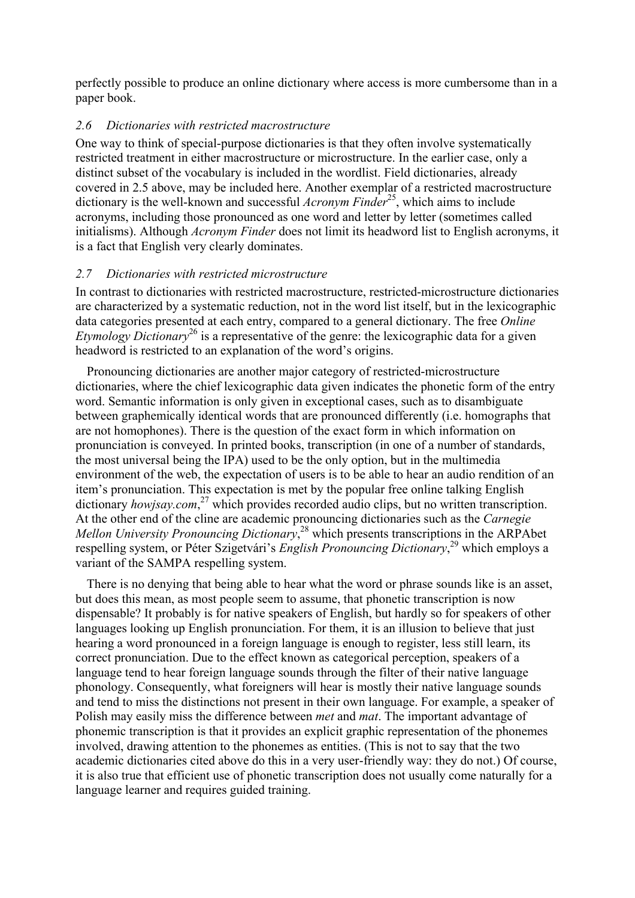perfectly possible to produce an online dictionary where access is more cumbersome than in a paper book.

### *2.6 Dictionaries with restricted macrostructure*

One way to think of special-purpose dictionaries is that they often involve systematically restricted treatment in either macrostructure or microstructure. In the earlier case, only a distinct subset of the vocabulary is included in the wordlist. Field dictionaries, already covered in 2.5 above, may be included here. Another exemplar of a restricted macrostructure dictionary is the well-known and successful *Acronym Finder*[25], which aims to include acronyms, including those pronounced as one word and letter by letter (sometimes called initialisms). Although *Acronym Finder* does not limit its headword list to English acronyms, it is a fact that English very clearly dominates.

### *2.7 Dictionaries with restricted microstructure*

In contrast to dictionaries with restricted macrostructure, restricted-microstructure dictionaries are characterized by a systematic reduction, not in the word list itself, but in the lexicographic data categories presented at each entry, compared to a general dictionary. The free *Online Etymology Dictionary*[26] is a representative of the genre: the lexicographic data for a given headword is restricted to an explanation of the word's origins.

Pronouncing dictionaries are another major category of restricted-microstructure dictionaries, where the chief lexicographic data given indicates the phonetic form of the entry word. Semantic information is only given in exceptional cases, such as to disambiguate between graphemically identical words that are pronounced differently (i.e. homographs that are not homophones). There is the question of the exact form in which information on pronunciation is conveyed. In printed books, transcription (in one of a number of standards, the most universal being the IPA) used to be the only option, but in the multimedia environment of the web, the expectation of users is to be able to hear an audio rendition of an item's pronunciation. This expectation is met by the popular free online talking English dictionary *howjsay.com*,[27] which provides recorded audio clips, but no written transcription. At the other end of the cline are academic pronouncing dictionaries such as the *Carnegie Mellon University Pronouncing Dictionary*,[28] which presents transcriptions in the ARPAbet respelling system, or Péter Szigetvári's *English Pronouncing Dictionary*,[29] which employs a variant of the SAMPA respelling system.

There is no denying that being able to hear what the word or phrase sounds like is an asset, but does this mean, as most people seem to assume, that phonetic transcription is now dispensable? It probably is for native speakers of English, but hardly so for speakers of other languages looking up English pronunciation. For them, it is an illusion to believe that just hearing a word pronounced in a foreign language is enough to register, less still learn, its correct pronunciation. Due to the effect known as categorical perception, speakers of a language tend to hear foreign language sounds through the filter of their native language phonology. Consequently, what foreigners will hear is mostly their native language sounds and tend to miss the distinctions not present in their own language. For example, a speaker of Polish may easily miss the difference between *met* and *mat*. The important advantage of phonemic transcription is that it provides an explicit graphic representation of the phonemes involved, drawing attention to the phonemes as entities. (This is not to say that the two academic dictionaries cited above do this in a very user-friendly way: they do not.) Of course, it is also true that efficient use of phonetic transcription does not usually come naturally for a language learner and requires guided training.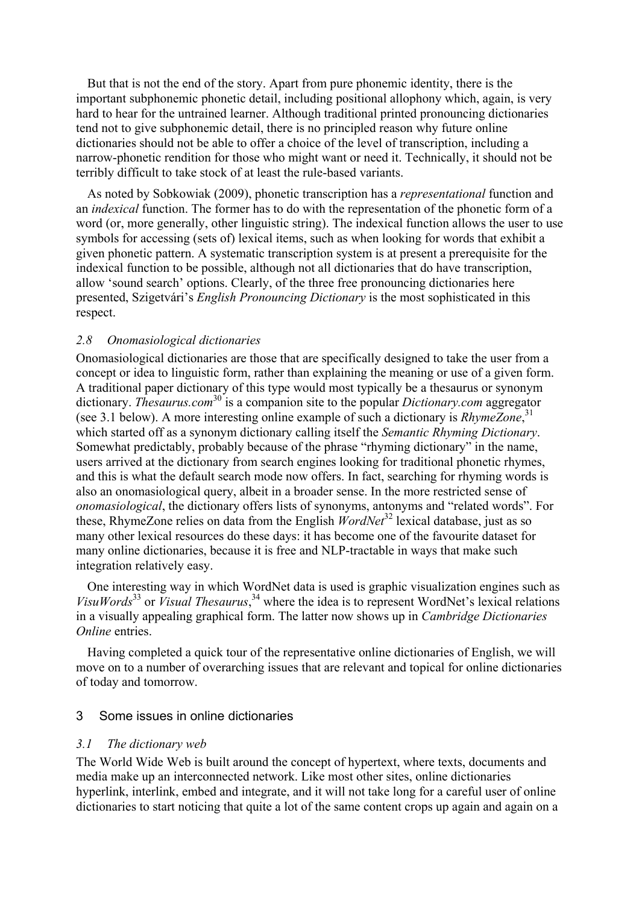But that is not the end of the story. Apart from pure phonemic identity, there is the important subphonemic phonetic detail, including positional allophony which, again, is very hard to hear for the untrained learner. Although traditional printed pronouncing dictionaries tend not to give subphonemic detail, there is no principled reason why future online dictionaries should not be able to offer a choice of the level of transcription, including a narrow-phonetic rendition for those who might want or need it. Technically, it should not be terribly difficult to take stock of at least the rule-based variants.

As noted by Sobkowiak (2009), phonetic transcription has a *representational* function and an *indexical* function. The former has to do with the representation of the phonetic form of a word (or, more generally, other linguistic string). The indexical function allows the user to use symbols for accessing (sets of) lexical items, such as when looking for words that exhibit a given phonetic pattern. A systematic transcription system is at present a prerequisite for the indexical function to be possible, although not all dictionaries that do have transcription, allow 'sound search' options. Clearly, of the three free pronouncing dictionaries here presented, Szigetvári's *English Pronouncing Dictionary* is the most sophisticated in this respect.

### *2.8 Onomasiological dictionaries*

Onomasiological dictionaries are those that are specifically designed to take the user from a concept or idea to linguistic form, rather than explaining the meaning or use of a given form. A traditional paper dictionary of this type would most typically be a thesaurus or synonym dictionary. *Thesaurus.com*[30] is a companion site to the popular *Dictionary.com* aggregator (see 3.1 below). A more interesting online example of such a dictionary is *RhymeZone*,[31] which started off as a synonym dictionary calling itself the *Semantic Rhyming Dictionary*. Somewhat predictably, probably because of the phrase "rhyming dictionary" in the name, users arrived at the dictionary from search engines looking for traditional phonetic rhymes, and this is what the default search mode now offers. In fact, searching for rhyming words is also an onomasiological query, albeit in a broader sense. In the more restricted sense of *onomasiological*, the dictionary offers lists of synonyms, antonyms and "related words". For these, RhymeZone relies on data from the English *WordNet*[32] lexical database, just as so many other lexical resources do these days: it has become one of the favourite dataset for many online dictionaries, because it is free and NLP-tractable in ways that make such integration relatively easy.

One interesting way in which WordNet data is used is graphic visualization engines such as *VisuWords*[33] or *Visual Thesaurus*,[34] where the idea is to represent WordNet's lexical relations in a visually appealing graphical form. The latter now shows up in *Cambridge Dictionaries Online* entries.

Having completed a quick tour of the representative online dictionaries of English, we will move on to a number of overarching issues that are relevant and topical for online dictionaries of today and tomorrow.

## 3 Some issues in online dictionaries

### *3.1 The dictionary web*

The World Wide Web is built around the concept of hypertext, where texts, documents and media make up an interconnected network. Like most other sites, online dictionaries hyperlink, interlink, embed and integrate, and it will not take long for a careful user of online dictionaries to start noticing that quite a lot of the same content crops up again and again on a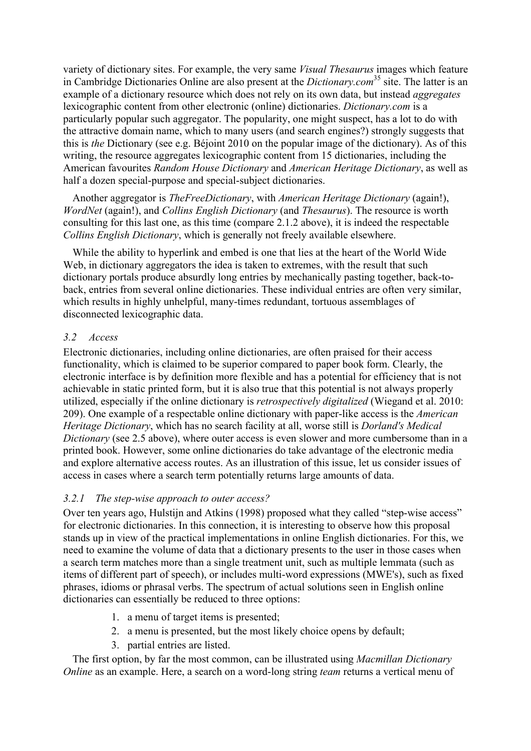variety of dictionary sites. For example, the very same *Visual Thesaurus* images which feature in Cambridge Dictionaries Online are also present at the *Dictionary.com*[35] site. The latter is an example of a dictionary resource which does not rely on its own data, but instead *aggregates* lexicographic content from other electronic (online) dictionaries. *Dictionary.com* is a particularly popular such aggregator. The popularity, one might suspect, has a lot to do with the attractive domain name, which to many users (and search engines?) strongly suggests that this is *the* Dictionary (see e.g. Béjoint 2010 on the popular image of the dictionary). As of this writing, the resource aggregates lexicographic content from 15 dictionaries, including the American favourites *Random House Dictionary* and *American Heritage Dictionary*, as well as half a dozen special-purpose and special-subject dictionaries.

Another aggregator is *TheFreeDictionary*, with *American Heritage Dictionary* (again!), *WordNet* (again!), and *Collins English Dictionary* (and *Thesaurus*). The resource is worth consulting for this last one, as this time (compare 2.1.2 above), it is indeed the respectable *Collins English Dictionary*, which is generally not freely available elsewhere.

While the ability to hyperlink and embed is one that lies at the heart of the World Wide Web, in dictionary aggregators the idea is taken to extremes, with the result that such dictionary portals produce absurdly long entries by mechanically pasting together, back-to-back, entries from several online dictionaries. These individual entries are often very similar, which results in highly unhelpful, many-times redundant, tortuous assemblages of disconnected lexicographic data.

### *3.2 Access*

Electronic dictionaries, including online dictionaries, are often praised for their access functionality, which is claimed to be superior compared to paper book form. Clearly, the electronic interface is by definition more flexible and has a potential for efficiency that is not achievable in static printed form, but it is also true that this potential is not always properly utilized, especially if the online dictionary is *retrospectively digitalized* (Wiegand et al. 2010: 209). One example of a respectable online dictionary with paper-like access is the *American Heritage Dictionary*, which has no search facility at all, worse still is *Dorland's Medical Dictionary* (see 2.5 above), where outer access is even slower and more cumbersome than in a printed book. However, some online dictionaries do take advantage of the electronic media and explore alternative access routes. As an illustration of this issue, let us consider issues of access in cases where a search term potentially returns large amounts of data.

#### *3.2.1 The step-wise approach to outer access?*

Over ten years ago, Hulstijn and Atkins (1998) proposed what they called "step-wise access" for electronic dictionaries. In this connection, it is interesting to observe how this proposal stands up in view of the practical implementations in online English dictionaries. For this, we need to examine the volume of data that a dictionary presents to the user in those cases when a search term matches more than a single treatment unit, such as multiple lemmata (such as items of different part of speech), or includes multi-word expressions (MWE's), such as fixed phrases, idioms or phrasal verbs. The spectrum of actual solutions seen in English online dictionaries can essentially be reduced to three options:

1. a menu of target items is presented;
2. a menu is presented, but the most likely choice opens by default;
3. partial entries are listed.

The first option, by far the most common, can be illustrated using *Macmillan Dictionary Online* as an example. Here, a search on a word-long string *team* returns a vertical menu of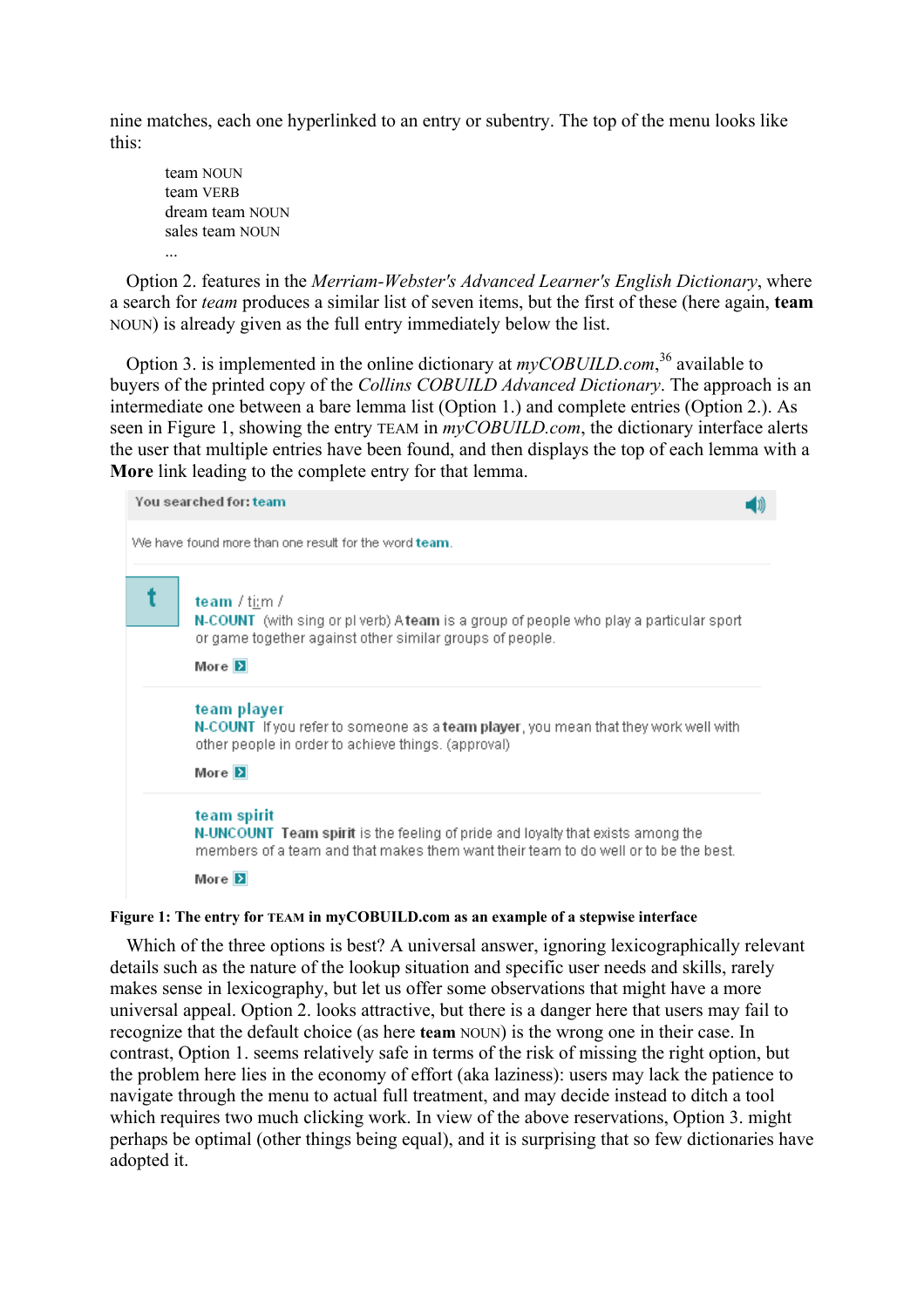nine matches, each one hyperlinked to an entry or subentry. The top of the menu looks like this:

> team NOUN
> team VERB
> dream team NOUN
> sales team NOUN
> ...

Option 2. features in the *Merriam-Webster's Advanced Learner's English Dictionary*, where a search for *team* produces a similar list of seven items, but the first of these (here again, **team** NOUN) is already given as the full entry immediately below the list.

Option 3. is implemented in the online dictionary at *myCOBUILD.com*,[36] available to buyers of the printed copy of the *Collins COBUILD Advanced Dictionary*. The approach is an intermediate one between a bare lemma list (Option 1.) and complete entries (Option 2.). As seen in Figure 1, showing the entry TEAM in *myCOBUILD.com*, the dictionary interface alerts the user that multiple entries have been found, and then displays the top of each lemma with a **More** link leading to the complete entry for that lemma.

You searched for: team

We have found more than one result for the word team.

t

team / tiːm /
N-COUNT (with sing or pl verb) A **team** is a group of people who play a particular sport or game together against other similar groups of people.
More

team player
N-COUNT If you refer to someone as a **team player**, you mean that they work well with other people in order to achieve things. (approval)
More

team spirit
N-UNCOUNT **Team spirit** is the feeling of pride and loyalty that exists among the members of a team and that makes them want their team to do well or to be the best.
More

**Figure 1: The entry for TEAM in myCOBUILD.com as an example of a stepwise interface**

Which of the three options is best? A universal answer, ignoring lexicographically relevant details such as the nature of the lookup situation and specific user needs and skills, rarely makes sense in lexicography, but let us offer some observations that might have a more universal appeal. Option 2. looks attractive, but there is a danger here that users may fail to recognize that the default choice (as here **team** NOUN) is the wrong one in their case. In contrast, Option 1. seems relatively safe in terms of the risk of missing the right option, but the problem here lies in the economy of effort (aka laziness): users may lack the patience to navigate through the menu to actual full treatment, and may decide instead to ditch a tool which requires two much clicking work. In view of the above reservations, Option 3. might perhaps be optimal (other things being equal), and it is surprising that so few dictionaries have adopted it.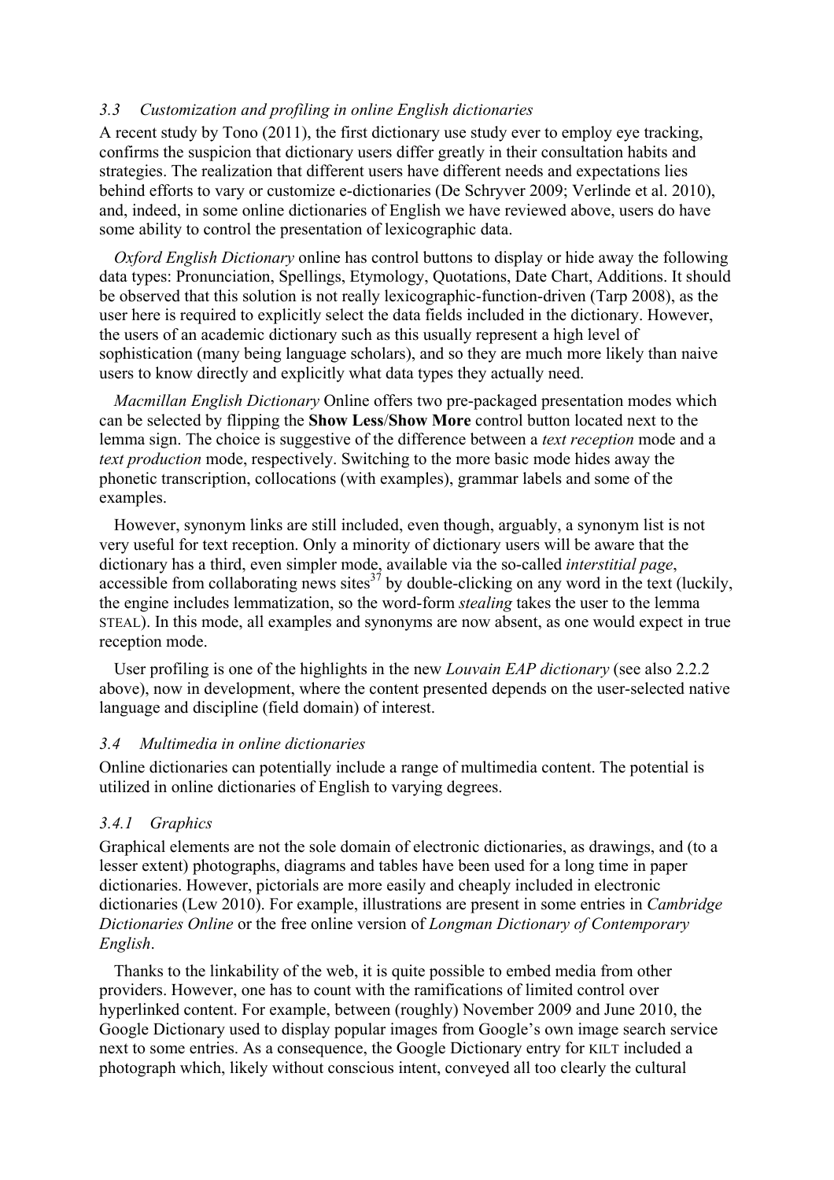### *3.3 Customization and profiling in online English dictionaries*

A recent study by Tono (2011), the first dictionary use study ever to employ eye tracking, confirms the suspicion that dictionary users differ greatly in their consultation habits and strategies. The realization that different users have different needs and expectations lies behind efforts to vary or customize e-dictionaries (De Schryver 2009; Verlinde et al. 2010), and, indeed, in some online dictionaries of English we have reviewed above, users do have some ability to control the presentation of lexicographic data.

*Oxford English Dictionary* online has control buttons to display or hide away the following data types: Pronunciation, Spellings, Etymology, Quotations, Date Chart, Additions. It should be observed that this solution is not really lexicographic-function-driven (Tarp 2008), as the user here is required to explicitly select the data fields included in the dictionary. However, the users of an academic dictionary such as this usually represent a high level of sophistication (many being language scholars), and so they are much more likely than naive users to know directly and explicitly what data types they actually need.

*Macmillan English Dictionary* Online offers two pre-packaged presentation modes which can be selected by flipping the **Show Less**/**Show More** control button located next to the lemma sign. The choice is suggestive of the difference between a *text reception* mode and a *text production* mode, respectively. Switching to the more basic mode hides away the phonetic transcription, collocations (with examples), grammar labels and some of the examples.

However, synonym links are still included, even though, arguably, a synonym list is not very useful for text reception. Only a minority of dictionary users will be aware that the dictionary has a third, even simpler mode, available via the so-called *interstitial page*, accessible from collaborating news sites[37] by double-clicking on any word in the text (luckily, the engine includes lemmatization, so the word-form *stealing* takes the user to the lemma STEAL). In this mode, all examples and synonyms are now absent, as one would expect in true reception mode.

User profiling is one of the highlights in the new *Louvain EAP dictionary* (see also 2.2.2 above), now in development, where the content presented depends on the user-selected native language and discipline (field domain) of interest.

### *3.4 Multimedia in online dictionaries*

Online dictionaries can potentially include a range of multimedia content. The potential is utilized in online dictionaries of English to varying degrees.

#### *3.4.1 Graphics*

Graphical elements are not the sole domain of electronic dictionaries, as drawings, and (to a lesser extent) photographs, diagrams and tables have been used for a long time in paper dictionaries. However, pictorials are more easily and cheaply included in electronic dictionaries (Lew 2010). For example, illustrations are present in some entries in *Cambridge Dictionaries Online* or the free online version of *Longman Dictionary of Contemporary English*.

Thanks to the linkability of the web, it is quite possible to embed media from other providers. However, one has to count with the ramifications of limited control over hyperlinked content. For example, between (roughly) November 2009 and June 2010, the Google Dictionary used to display popular images from Google's own image search service next to some entries. As a consequence, the Google Dictionary entry for KILT included a photograph which, likely without conscious intent, conveyed all too clearly the cultural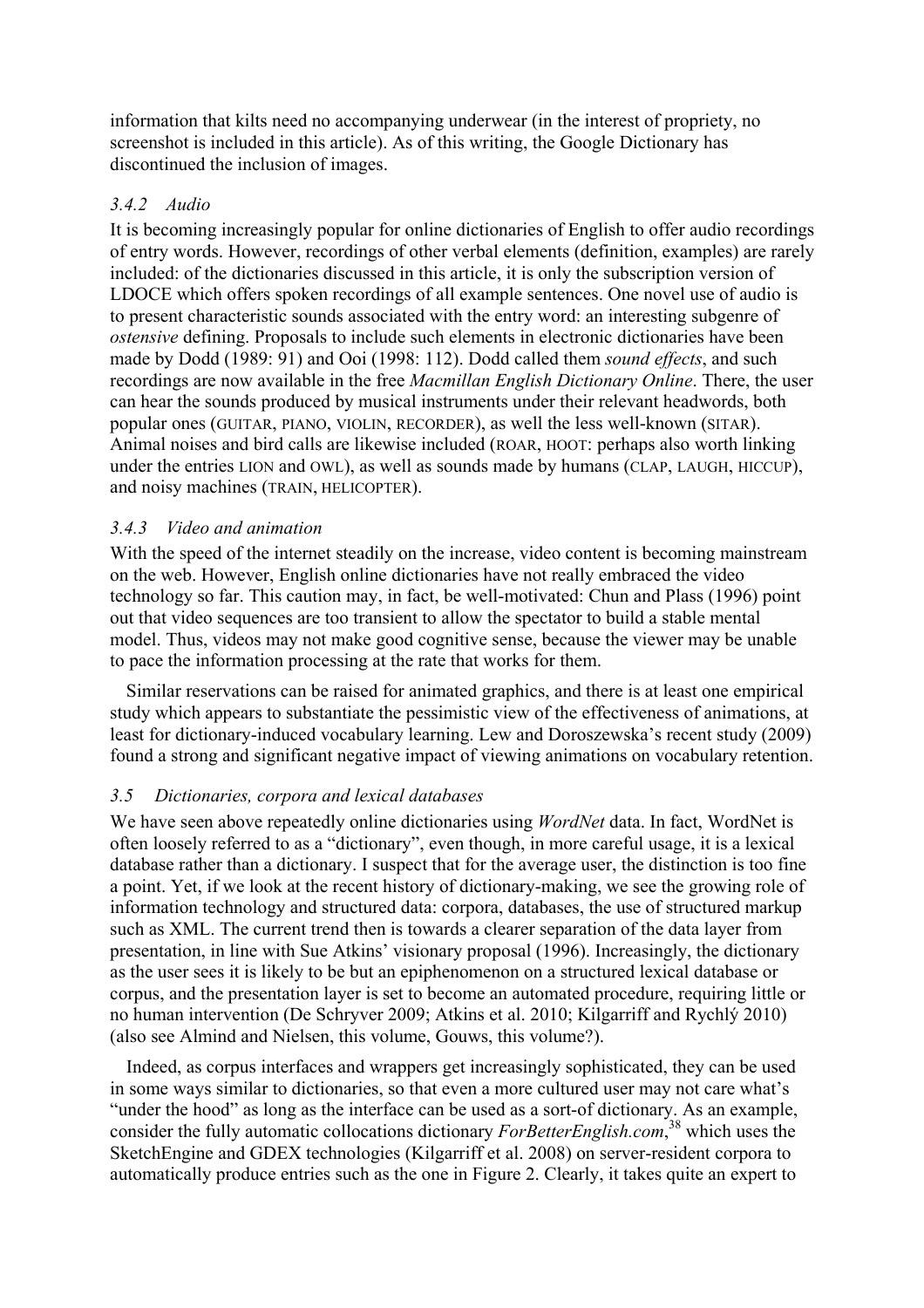information that kilts need no accompanying underwear (in the interest of propriety, no screenshot is included in this article). As of this writing, the Google Dictionary has discontinued the inclusion of images.

### *3.4.2 Audio*

It is becoming increasingly popular for online dictionaries of English to offer audio recordings of entry words. However, recordings of other verbal elements (definition, examples) are rarely included: of the dictionaries discussed in this article, it is only the subscription version of LDOCE which offers spoken recordings of all example sentences. One novel use of audio is to present characteristic sounds associated with the entry word: an interesting subgenre of *ostensive* defining. Proposals to include such elements in electronic dictionaries have been made by Dodd (1989: 91) and Ooi (1998: 112). Dodd called them *sound effects*, and such recordings are now available in the free *Macmillan English Dictionary Online*. There, the user can hear the sounds produced by musical instruments under their relevant headwords, both popular ones (GUITAR, PIANO, VIOLIN, RECORDER), as well the less well-known (SITAR). Animal noises and bird calls are likewise included (ROAR, HOOT: perhaps also worth linking under the entries LION and OWL), as well as sounds made by humans (CLAP, LAUGH, HICCUP), and noisy machines (TRAIN, HELICOPTER).

### *3.4.3 Video and animation*

With the speed of the internet steadily on the increase, video content is becoming mainstream on the web. However, English online dictionaries have not really embraced the video technology so far. This caution may, in fact, be well-motivated: Chun and Plass (1996) point out that video sequences are too transient to allow the spectator to build a stable mental model. Thus, videos may not make good cognitive sense, because the viewer may be unable to pace the information processing at the rate that works for them.

Similar reservations can be raised for animated graphics, and there is at least one empirical study which appears to substantiate the pessimistic view of the effectiveness of animations, at least for dictionary-induced vocabulary learning. Lew and Doroszewska's recent study (2009) found a strong and significant negative impact of viewing animations on vocabulary retention.

## *3.5 Dictionaries, corpora and lexical databases*

We have seen above repeatedly online dictionaries using *WordNet* data. In fact, WordNet is often loosely referred to as a "dictionary", even though, in more careful usage, it is a lexical database rather than a dictionary. I suspect that for the average user, the distinction is too fine a point. Yet, if we look at the recent history of dictionary-making, we see the growing role of information technology and structured data: corpora, databases, the use of structured markup such as XML. The current trend then is towards a clearer separation of the data layer from presentation, in line with Sue Atkins' visionary proposal (1996). Increasingly, the dictionary as the user sees it is likely to be but an epiphenomenon on a structured lexical database or corpus, and the presentation layer is set to become an automated procedure, requiring little or no human intervention (De Schryver 2009; Atkins et al. 2010; Kilgarriff and Rychlý 2010) (also see Almind and Nielsen, this volume, Gouws, this volume?).

Indeed, as corpus interfaces and wrappers get increasingly sophisticated, they can be used in some ways similar to dictionaries, so that even a more cultured user may not care what's "under the hood" as long as the interface can be used as a sort-of dictionary. As an example, consider the fully automatic collocations dictionary *ForBetterEnglish.com*,[38] which uses the SketchEngine and GDEX technologies (Kilgarriff et al. 2008) on server-resident corpora to automatically produce entries such as the one in Figure 2. Clearly, it takes quite an expert to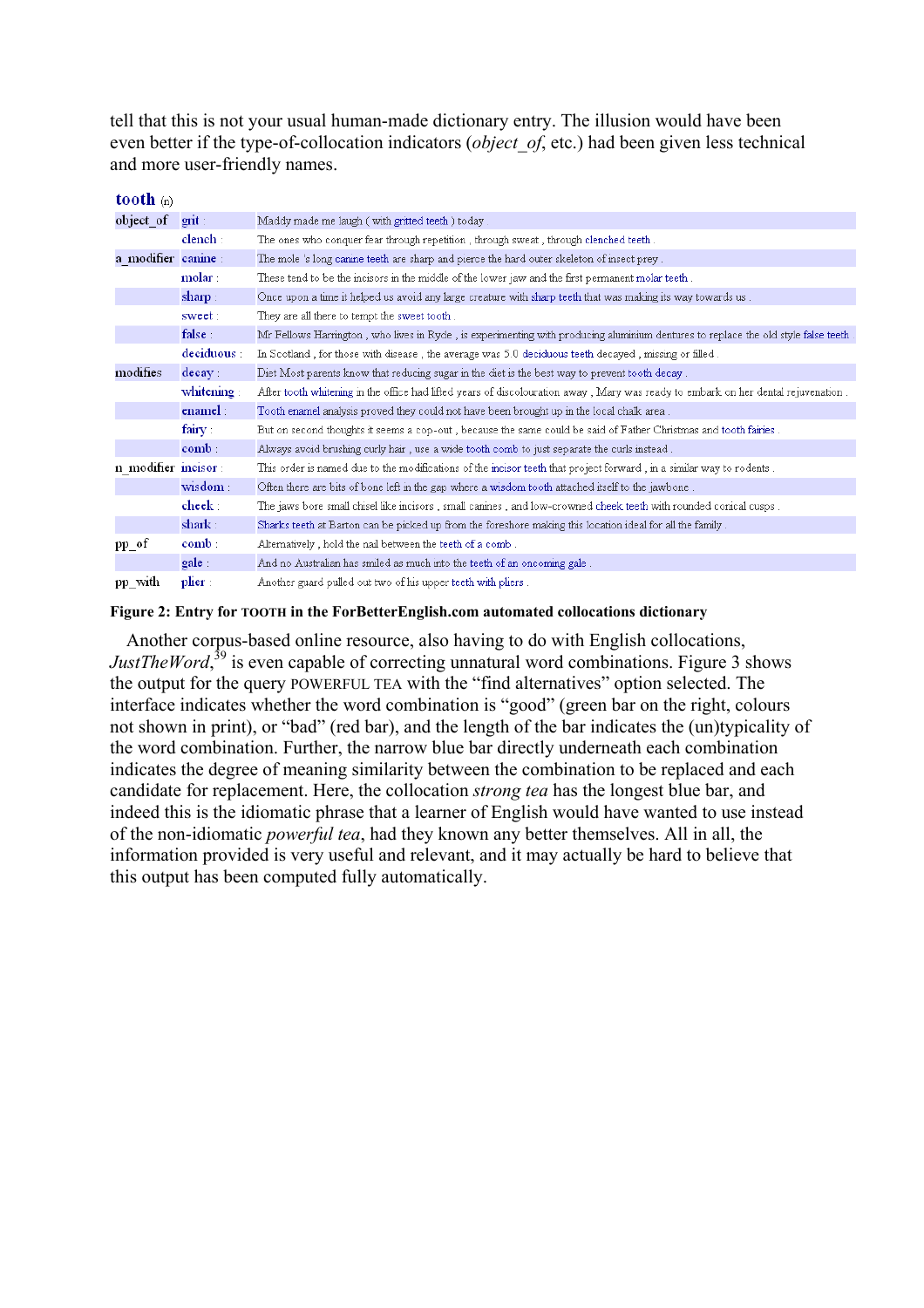tell that this is not your usual human-made dictionary entry. The illusion would have been even better if the type-of-collocation indicators (*object_of*, etc.) had been given less technical and more user-friendly names.

**tooth** (n)

| | | |
|---|---|---|
| object_of | grit : | Maddy made me laugh ( with gritted teeth ) today |
| | clench : | The ones who conquer fear through repetition , through sweat , through clenched teeth . |
| a_modifier | canine : | The mole 's long canine teeth are sharp and pierce the hard outer skeleton of insect prey . |
| | molar : | These tend to be the incisors in the middle of the lower jaw and the first permanent molar teeth . |
| | sharp : | Once upon a time it helped us avoid any large creature with sharp teeth that was making its way towards us . |
| | sweet : | They are all there to tempt the sweet tooth . |
| | false : | Mr Fellows Harrington , who lives in Ryde , is experimenting with producing aluminium dentures to replace the old style false teeth |
| | deciduous : | In Scotland , for those with disease , the average was 5.0 deciduous teeth decayed , missing or filled . |
| modifies | decay : | Diet Most parents know that reducing sugar in the diet is the best way to prevent tooth decay . |
| | whitening : | After tooth whitening in the office had lifted years of discolouration away , Mary was ready to embark on her dental rejuvenation . |
| | enamel : | Tooth enamel analysis proved they could not have been brought up in the local chalk area . |
| | fairy : | But on second thoughts it seems a cop-out , because the same could be said of Father Christmas and tooth fairies . |
| | comb : | Always avoid brushing curly hair , use a wide tooth comb to just separate the curls instead . |
| n_modifier | incisor : | This order is named due to the modifications of the incisor teeth that project forward , in a similar way to rodents . |
| | wisdom : | Often there are bits of bone left in the gap where a wisdom tooth attached itself to the jawbone . |
| | cheek : | The jaws bore small chisel like incisors , small canines , and low-crowned cheek teeth with rounded conical cusps . |
| | shark : | Sharks teeth at Barton can be picked up from the foreshore making this location ideal for all the family . |
| pp_of | comb : | Alternatively , hold the nail between the teeth of a comb . |
| | gale : | And no Australian has smiled as much into the teeth of an oncoming gale . |
| pp_with | plier : | Another guard pulled out two of his upper teeth with pliers . |

**Figure 2: Entry for TOOTH in the ForBetterEnglish.com automated collocations dictionary**

Another corpus-based online resource, also having to do with English collocations, *JustTheWord*,[39] is even capable of correcting unnatural word combinations. Figure 3 shows the output for the query POWERFUL TEA with the "find alternatives" option selected. The interface indicates whether the word combination is "good" (green bar on the right, colours not shown in print), or "bad" (red bar), and the length of the bar indicates the (un)typicality of the word combination. Further, the narrow blue bar directly underneath each combination indicates the degree of meaning similarity between the combination to be replaced and each candidate for replacement. Here, the collocation *strong tea* has the longest blue bar, and indeed this is the idiomatic phrase that a learner of English would have wanted to use instead of the non-idiomatic *powerful tea*, had they known any better themselves. All in all, the information provided is very useful and relevant, and it may actually be hard to believe that this output has been computed fully automatically.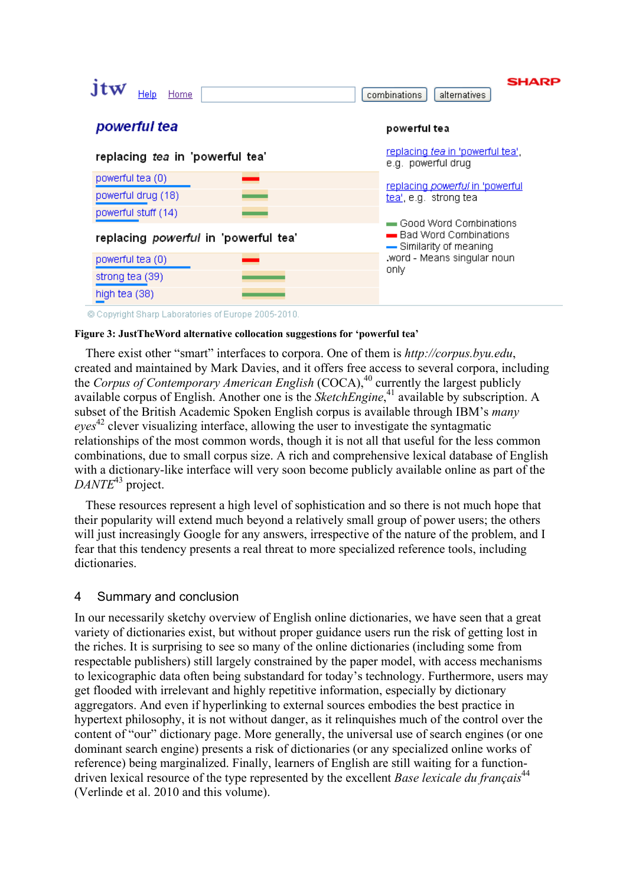jtw Help Home combinations alternatives SHARP

**powerful tea**

**replacing *tea* in 'powerful tea'**

powerful tea (0)
powerful drug (18)
powerful stuff (14)

**replacing *powerful* in 'powerful tea'**

powerful tea (0)
strong tea (39)
high tea (38)

**powerful tea**

replacing *tea* in 'powerful tea', e.g. powerful drug

replacing *powerful* in 'powerful tea', e.g. strong tea

Good Word Combinations
Bad Word Combinations
Similarity of meaning
.word - Means singular noun only

© Copyright Sharp Laboratories of Europe 2005-2010.

**Figure 3: JustTheWord alternative collocation suggestions for 'powerful tea'**

There exist other "smart" interfaces to corpora. One of them is *http://corpus.byu.edu*, created and maintained by Mark Davies, and it offers free access to several corpora, including the *Corpus of Contemporary American English* (COCA),[40] currently the largest publicly available corpus of English. Another one is the *SketchEngine*,[41] available by subscription. A subset of the British Academic Spoken English corpus is available through IBM's *many eyes*[42] clever visualizing interface, allowing the user to investigate the syntagmatic relationships of the most common words, though it is not all that useful for the less common combinations, due to small corpus size. A rich and comprehensive lexical database of English with a dictionary-like interface will very soon become publicly available online as part of the *DANTE*[43] project.

These resources represent a high level of sophistication and so there is not much hope that their popularity will extend much beyond a relatively small group of power users; the others will just increasingly Google for any answers, irrespective of the nature of the problem, and I fear that this tendency presents a real threat to more specialized reference tools, including dictionaries.

## 4 Summary and conclusion

In our necessarily sketchy overview of English online dictionaries, we have seen that a great variety of dictionaries exist, but without proper guidance users run the risk of getting lost in the riches. It is surprising to see so many of the online dictionaries (including some from respectable publishers) still largely constrained by the paper model, with access mechanisms to lexicographic data often being substandard for today's technology. Furthermore, users may get flooded with irrelevant and highly repetitive information, especially by dictionary aggregators. And even if hyperlinking to external sources embodies the best practice in hypertext philosophy, it is not without danger, as it relinquishes much of the control over the content of "our" dictionary page. More generally, the universal use of search engines (or one dominant search engine) presents a risk of dictionaries (or any specialized online works of reference) being marginalized. Finally, learners of English are still waiting for a function-driven lexical resource of the type represented by the excellent *Base lexicale du français*[44] (Verlinde et al. 2010 and this volume).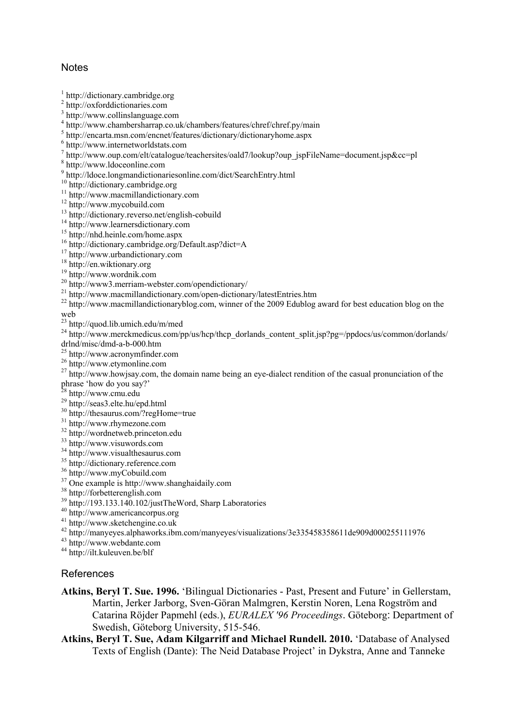## Notes

[1] http://dictionary.cambridge.org
[2] http://oxforddictionaries.com
[3] http://www.collinslanguage.com
[4] http://www.chambersharrap.co.uk/chambers/features/chref/chref.py/main
[5] http://encarta.msn.com/encnet/features/dictionary/dictionaryhome.aspx
[6] http://www.internetworldstats.com
[7] http://www.oup.com/elt/catalogue/teachersites/oald7/lookup?oup_jspFileName=document.jsp&cc=pl
[8] http://www.ldoceonline.com
[9] http://ldoce.longmandictionariesonline.com/dict/SearchEntry.html
[10] http://dictionary.cambridge.org
[11] http://www.macmillandictionary.com
[12] http://www.mycobuild.com
[13] http://dictionary.reverso.net/english-cobuild
[14] http://www.learnersdictionary.com
[15] http://nhd.heinle.com/home.aspx
[16] http://dictionary.cambridge.org/Default.asp?dict=A
[17] http://www.urbandictionary.com
[18] http://en.wiktionary.org
[19] http://www.wordnik.com
[20] http://www3.merriam-webster.com/opendictionary/
[21] http://www.macmillandictionary.com/open-dictionary/latestEntries.htm
[22] http://www.macmillandictionaryblog.com, winner of the 2009 Edublog award for best education blog on the web
[23] http://quod.lib.umich.edu/m/med
[24] http://www.merckmedicus.com/pp/us/hcp/thcp_dorlands_content_split.jsp?pg=/ppdocs/us/common/dorlands/drlnd/misc/dmd-a-b-000.htm
[25] http://www.acronymfinder.com
[26] http://www.etymonline.com
[27] http://www.howjsay.com, the domain name being an eye-dialect rendition of the casual pronunciation of the phrase 'how do you say?'
[28] http://www.cmu.edu
[29] http://seas3.elte.hu/epd.html
[30] http://thesaurus.com/?regHome=true
[31] http://www.rhymezone.com
[32] http://wordnetweb.princeton.edu
[33] http://www.visuwords.com
[34] http://www.visualthesaurus.com
[35] http://dictionary.reference.com
[36] http://www.myCobuild.com
[37] One example is http://www.shanghaidaily.com
[38] http://forbetterenglish.com
[39] http://193.133.140.102/justTheWord, Sharp Laboratories
[40] http://www.americancorpus.org
[41] http://www.sketchengine.co.uk
[42] http://manyeyes.alphaworks.ibm.com/manyeyes/visualizations/3e335458358611de909d000255111976
[43] http://www.webdante.com
[44] http://ilt.kuleuven.be/blf

## References

**Atkins, Beryl T. Sue. 1996.** 'Bilingual Dictionaries - Past, Present and Future' in Gellerstam, Martin, Jerker Jarborg, Sven-Göran Malmgren, Kerstin Noren, Lena Rogström and Catarina Röjder Papmehl (eds.), *EURALEX '96 Proceedings*. Göteborg: Department of Swedish, Göteborg University, 515-546.

**Atkins, Beryl T. Sue, Adam Kilgarriff and Michael Rundell. 2010.** 'Database of Analysed Texts of English (Dante): The Neid Database Project' in Dykstra, Anne and Tanneke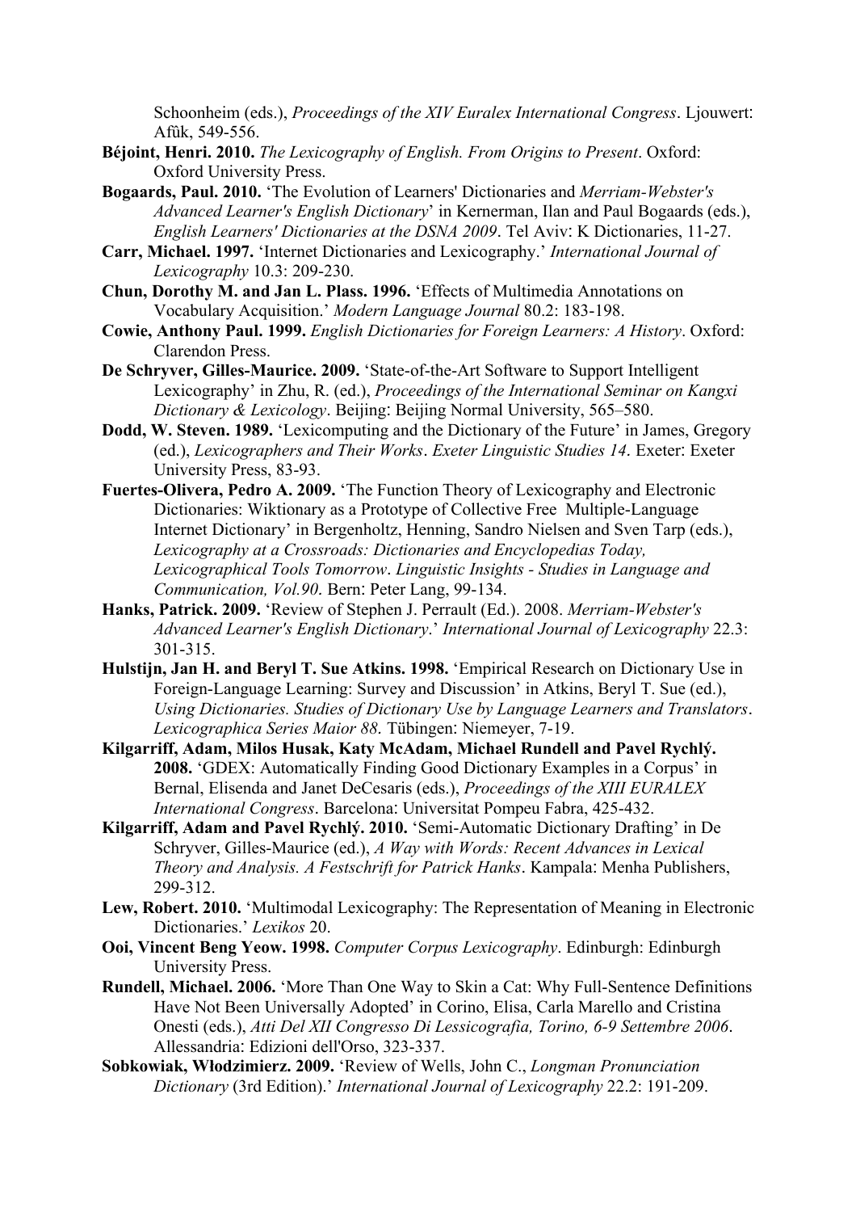Schoonheim (eds.), *Proceedings of the XIV Euralex International Congress*. Ljouwert: Afûk, 549-556.

**Béjoint, Henri. 2010.** *The Lexicography of English. From Origins to Present*. Oxford: Oxford University Press.

**Bogaards, Paul. 2010.** 'The Evolution of Learners' Dictionaries and *Merriam-Webster's Advanced Learner's English Dictionary*' in Kernerman, Ilan and Paul Bogaards (eds.), *English Learners' Dictionaries at the DSNA 2009*. Tel Aviv: K Dictionaries, 11-27.

**Carr, Michael. 1997.** 'Internet Dictionaries and Lexicography.' *International Journal of Lexicography* 10.3: 209-230.

**Chun, Dorothy M. and Jan L. Plass. 1996.** 'Effects of Multimedia Annotations on Vocabulary Acquisition.' *Modern Language Journal* 80.2: 183-198.

**Cowie, Anthony Paul. 1999.** *English Dictionaries for Foreign Learners: A History*. Oxford: Clarendon Press.

**De Schryver, Gilles-Maurice. 2009.** 'State-of-the-Art Software to Support Intelligent Lexicography' in Zhu, R. (ed.), *Proceedings of the International Seminar on Kangxi Dictionary & Lexicology*. Beijing: Beijing Normal University, 565–580.

**Dodd, W. Steven. 1989.** 'Lexicomputing and the Dictionary of the Future' in James, Gregory (ed.), *Lexicographers and Their Works*. *Exeter Linguistic Studies 14*. Exeter: Exeter University Press, 83-93.

**Fuertes-Olivera, Pedro A. 2009.** 'The Function Theory of Lexicography and Electronic Dictionaries: Wiktionary as a Prototype of Collective Free Multiple-Language Internet Dictionary' in Bergenholtz, Henning, Sandro Nielsen and Sven Tarp (eds.), *Lexicography at a Crossroads: Dictionaries and Encyclopedias Today, Lexicographical Tools Tomorrow*. *Linguistic Insights - Studies in Language and Communication, Vol.90*. Bern: Peter Lang, 99-134.

**Hanks, Patrick. 2009.** 'Review of Stephen J. Perrault (Ed.). 2008. *Merriam-Webster's Advanced Learner's English Dictionary*.' *International Journal of Lexicography* 22.3: 301-315.

**Hulstijn, Jan H. and Beryl T. Sue Atkins. 1998.** 'Empirical Research on Dictionary Use in Foreign-Language Learning: Survey and Discussion' in Atkins, Beryl T. Sue (ed.), *Using Dictionaries. Studies of Dictionary Use by Language Learners and Translators*. *Lexicographica Series Maior 88*. Tübingen: Niemeyer, 7-19.

**Kilgarriff, Adam, Milos Husak, Katy McAdam, Michael Rundell and Pavel Rychlý. 2008.** 'GDEX: Automatically Finding Good Dictionary Examples in a Corpus' in Bernal, Elisenda and Janet DeCesaris (eds.), *Proceedings of the XIII EURALEX International Congress*. Barcelona: Universitat Pompeu Fabra, 425-432.

**Kilgarriff, Adam and Pavel Rychlý. 2010.** 'Semi-Automatic Dictionary Drafting' in De Schryver, Gilles-Maurice (ed.), *A Way with Words: Recent Advances in Lexical Theory and Analysis. A Festschrift for Patrick Hanks*. Kampala: Menha Publishers, 299-312.

**Lew, Robert. 2010.** 'Multimodal Lexicography: The Representation of Meaning in Electronic Dictionaries.' *Lexikos* 20.

**Ooi, Vincent Beng Yeow. 1998.** *Computer Corpus Lexicography*. Edinburgh: Edinburgh University Press.

**Rundell, Michael. 2006.** 'More Than One Way to Skin a Cat: Why Full-Sentence Definitions Have Not Been Universally Adopted' in Corino, Elisa, Carla Marello and Cristina Onesti (eds.), *Atti Del XII Congresso Di Lessicografia, Torino, 6-9 Settembre 2006*. Allessandria: Edizioni dell'Orso, 323-337.

**Sobkowiak, Włodzimierz. 2009.** 'Review of Wells, John C., *Longman Pronunciation Dictionary* (3rd Edition).' *International Journal of Lexicography* 22.2: 191-209.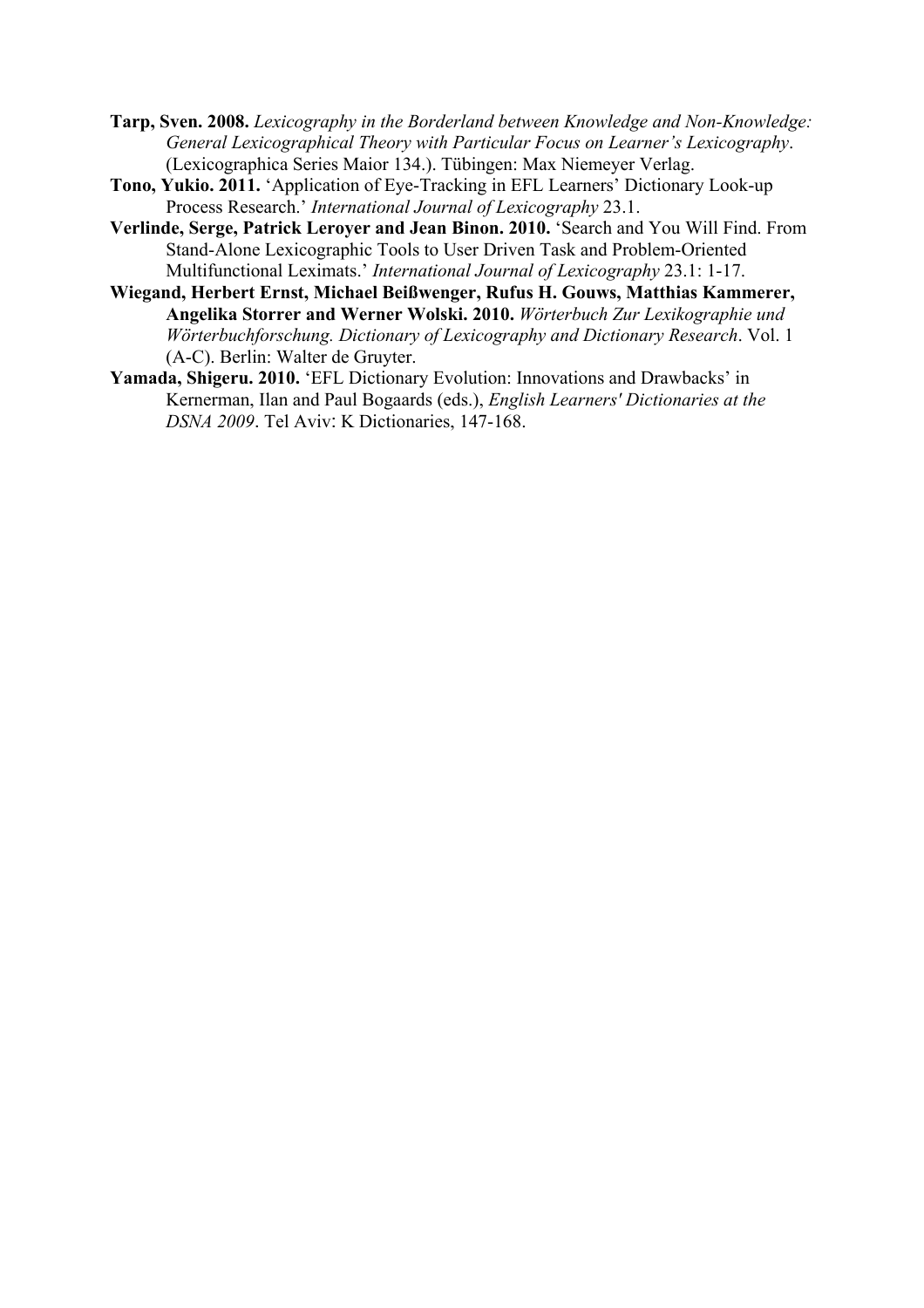**Tarp, Sven. 2008.** *Lexicography in the Borderland between Knowledge and Non-Knowledge: General Lexicographical Theory with Particular Focus on Learner's Lexicography*. (Lexicographica Series Maior 134.). Tübingen: Max Niemeyer Verlag.

**Tono, Yukio. 2011.** 'Application of Eye-Tracking in EFL Learners' Dictionary Look-up Process Research.' *International Journal of Lexicography* 23.1.

**Verlinde, Serge, Patrick Leroyer and Jean Binon. 2010.** 'Search and You Will Find. From Stand-Alone Lexicographic Tools to User Driven Task and Problem-Oriented Multifunctional Leximats.' *International Journal of Lexicography* 23.1: 1-17.

**Wiegand, Herbert Ernst, Michael Beißwenger, Rufus H. Gouws, Matthias Kammerer, Angelika Storrer and Werner Wolski. 2010.** *Wörterbuch Zur Lexikographie und Wörterbuchforschung. Dictionary of Lexicography and Dictionary Research*. Vol. 1 (A-C). Berlin: Walter de Gruyter.

**Yamada, Shigeru. 2010.** 'EFL Dictionary Evolution: Innovations and Drawbacks' in Kernerman, Ilan and Paul Bogaards (eds.), *English Learners' Dictionaries at the DSNA 2009*. Tel Aviv: K Dictionaries, 147-168.